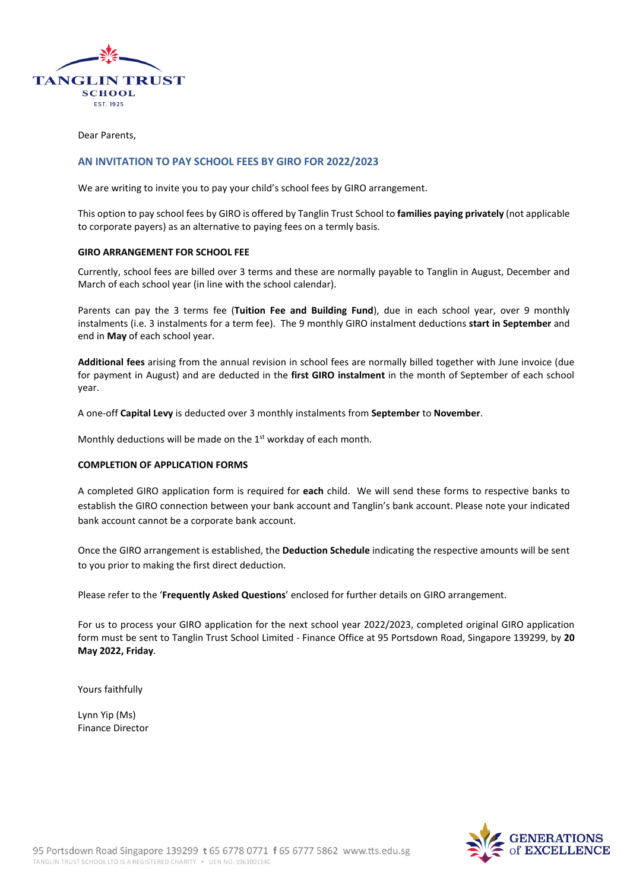Dear Parents,

## AN INVITATION TO PAY SCHOOL FEES BY GIRO FOR 2022/2023

We are writing to invite you to pay your child's school fees by GIRO arrangement.

This option to pay school fees by GIRO is offered by Tanglin Trust School to **families paying privately** (not applicable to corporate payers) as an alternative to paying fees on a termly basis.

### GIRO ARRANGEMENT FOR SCHOOL FEE

Currently, school fees are billed over 3 terms and these are normally payable to Tanglin in August, December and March of each school year (in line with the school calendar).

Parents can pay the 3 terms fee (**Tuition Fee and Building Fund**), due in each school year, over 9 monthly instalments (i.e. 3 instalments for a term fee). The 9 monthly GIRO instalment deductions **start in September** and end in **May** of each school year.

**Additional fees** arising from the annual revision in school fees are normally billed together with June invoice (due for payment in August) and are deducted in the **first GIRO instalment** in the month of September of each school year.

A one-off **Capital Levy** is deducted over 3 monthly instalments from **September** to **November**.

Monthly deductions will be made on the 1st workday of each month.

### COMPLETION OF APPLICATION FORMS

A completed GIRO application form is required for **each** child. We will send these forms to respective banks to establish the GIRO connection between your bank account and Tanglin's bank account. Please note your indicated bank account cannot be a corporate bank account.

Once the GIRO arrangement is established, the **Deduction Schedule** indicating the respective amounts will be sent to you prior to making the first direct deduction.

Please refer to the '**Frequently Asked Questions**' enclosed for further details on GIRO arrangement.

For us to process your GIRO application for the next school year 2022/2023, completed original GIRO application form must be sent to Tanglin Trust School Limited - Finance Office at 95 Portsdown Road, Singapore 139299, by **20 May 2022, Friday**.

Yours faithfully

Lynn Yip (Ms)
Finance Director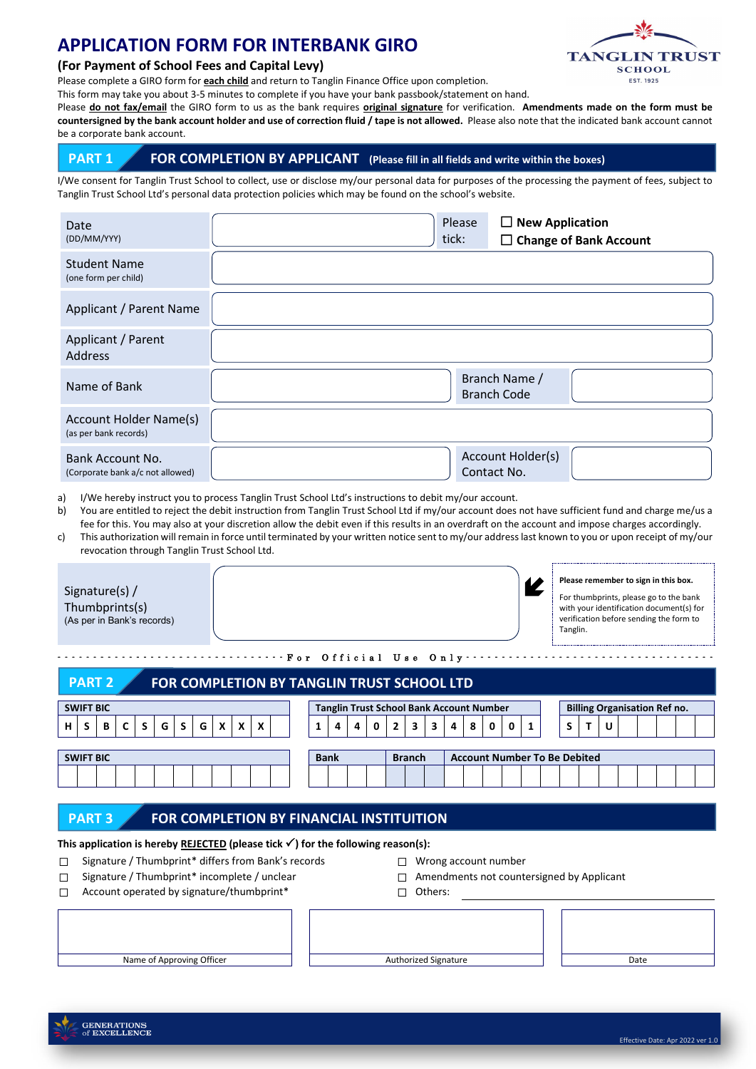# APPLICATION FORM FOR INTERBANK GIRO

**(For Payment of School Fees and Capital Levy)**

Please complete a GIRO form for **each child** and return to Tanglin Finance Office upon completion.
This form may take you about 3-5 minutes to complete if you have your bank passbook/statement on hand.
Please **do not fax/email** the GIRO form to us as the bank requires **original signature** for verification. **Amendments made on the form must be countersigned by the bank account holder and use of correction fluid / tape is not allowed.** Please also note that the indicated bank account cannot be a corporate bank account.

## PART 1 FOR COMPLETION BY APPLICANT (Please fill in all fields and write within the boxes)

I/We consent for Tanglin Trust School to collect, use or disclose my/our personal data for purposes of the processing the payment of fees, subject to Tanglin Trust School Ltd's personal data protection policies which may be found on the school's website.

| | | | |
|---|---|---|---|
| Date (DD/MM/YYY) | | Please tick: | ☐ New Application ☐ Change of Bank Account |
| Student Name (one form per child) | | | |
| Applicant / Parent Name | | | |
| Applicant / Parent Address | | | |
| Name of Bank | | Branch Name / Branch Code | |
| Account Holder Name(s) (as per bank records) | | | |
| Bank Account No. (Corporate bank a/c not allowed) | | Account Holder(s) Contact No. | |

a) I/We hereby instruct you to process Tanglin Trust School Ltd's instructions to debit my/our account.
b) You are entitled to reject the debit instruction from Tanglin Trust School Ltd if my/our account does not have sufficient fund and charge me/us a fee for this. You may also at your discretion allow the debit even if this results in an overdraft on the account and impose charges accordingly.
c) This authorization will remain in force until terminated by your written notice sent to my/our address last known to you or upon receipt of my/our revocation through Tanglin Trust School Ltd.

| | |
|---|---|
| Signature(s) / Thumbprints(s) (As per in Bank's records) | |

**Please remember to sign in this box.**

For thumbprints, please go to the bank with your identification document(s) for verification before sending the form to Tanglin.

For Official Use Only

## PART 2 FOR COMPLETION BY TANGLIN TRUST SCHOOL LTD

| SWIFT BIC | | | | | | | | | | | |
|---|---|---|---|---|---|---|---|---|---|---|---|
| H | S | B | C | S | G | S | G | X | X | X | |

| Tanglin Trust School Bank Account Number | | | | | | | | | | | |
|---|---|---|---|---|---|---|---|---|---|---|---|
| 1 | 4 | 4 | 0 | 2 | 3 | 3 | 4 | 8 | 0 | 0 | 1 |

| Billing Organisation Ref no. | | | | | | | |
|---|---|---|---|---|---|---|---|
| S | T | U | | | | | |

| SWIFT BIC | | | | | | | | | | | |
|---|---|---|---|---|---|---|---|---|---|---|---|
| | | | | | | | | | | | |

| Bank | Branch | Account Number To Be Debited |
|---|---|---|
| | | |

## PART 3 FOR COMPLETION BY FINANCIAL INSTITUITION

**This application is hereby REJECTED (please tick ✓) for the following reason(s):**

- ☐ Signature / Thumbprint* differs from Bank's records
- ☐ Signature / Thumbprint* incomplete / unclear
- ☐ Account operated by signature/thumbprint*
- ☐ Wrong account number
- ☐ Amendments not countersigned by Applicant
- ☐ Others: ____________________

| | | |
|---|---|---|
| | | |
| Name of Approving Officer | Authorized Signature | Date |

Effective Date: Apr 2022 ver 1.0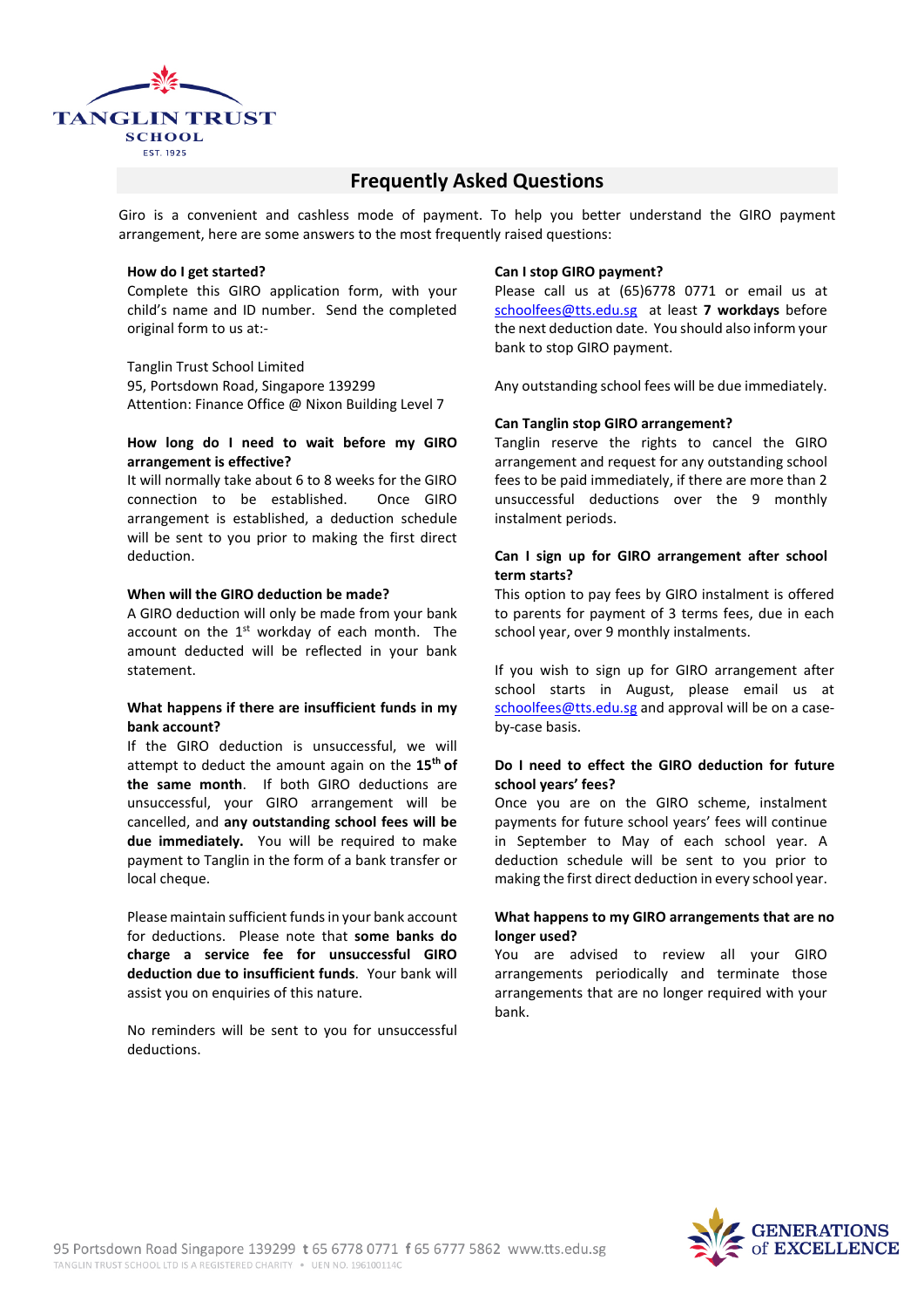## Frequently Asked Questions

Giro is a convenient and cashless mode of payment. To help you better understand the GIRO payment arrangement, here are some answers to the most frequently raised questions:

**How do I get started?**
Complete this GIRO application form, with your child's name and ID number. Send the completed original form to us at:-

Tanglin Trust School Limited
95, Portsdown Road, Singapore 139299
Attention: Finance Office @ Nixon Building Level 7

**How long do I need to wait before my GIRO arrangement is effective?**
It will normally take about 6 to 8 weeks for the GIRO connection to be established. Once GIRO arrangement is established, a deduction schedule will be sent to you prior to making the first direct deduction.

**When will the GIRO deduction be made?**
A GIRO deduction will only be made from your bank account on the 1st workday of each month. The amount deducted will be reflected in your bank statement.

**What happens if there are insufficient funds in my bank account?**
If the GIRO deduction is unsuccessful, we will attempt to deduct the amount again on the **15th of the same month**. If both GIRO deductions are unsuccessful, your GIRO arrangement will be cancelled, and **any outstanding school fees will be due immediately.** You will be required to make payment to Tanglin in the form of a bank transfer or local cheque.

Please maintain sufficient funds in your bank account for deductions. Please note that **some banks do charge a service fee for unsuccessful GIRO deduction due to insufficient funds**. Your bank will assist you on enquiries of this nature.

No reminders will be sent to you for unsuccessful deductions.

**Can I stop GIRO payment?**
Please call us at (65)6778 0771 or email us at schoolfees@tts.edu.sg at least **7 workdays** before the next deduction date. You should also inform your bank to stop GIRO payment.

Any outstanding school fees will be due immediately.

**Can Tanglin stop GIRO arrangement?**
Tanglin reserve the rights to cancel the GIRO arrangement and request for any outstanding school fees to be paid immediately, if there are more than 2 unsuccessful deductions over the 9 monthly instalment periods.

**Can I sign up for GIRO arrangement after school term starts?**
This option to pay fees by GIRO instalment is offered to parents for payment of 3 terms fees, due in each school year, over 9 monthly instalments.

If you wish to sign up for GIRO arrangement after school starts in August, please email us at schoolfees@tts.edu.sg and approval will be on a case-by-case basis.

**Do I need to effect the GIRO deduction for future school years' fees?**
Once you are on the GIRO scheme, instalment payments for future school years' fees will continue in September to May of each school year. A deduction schedule will be sent to you prior to making the first direct deduction in every school year.

**What happens to my GIRO arrangements that are no longer used?**
You are advised to review all your GIRO arrangements periodically and terminate those arrangements that are no longer required with your bank.